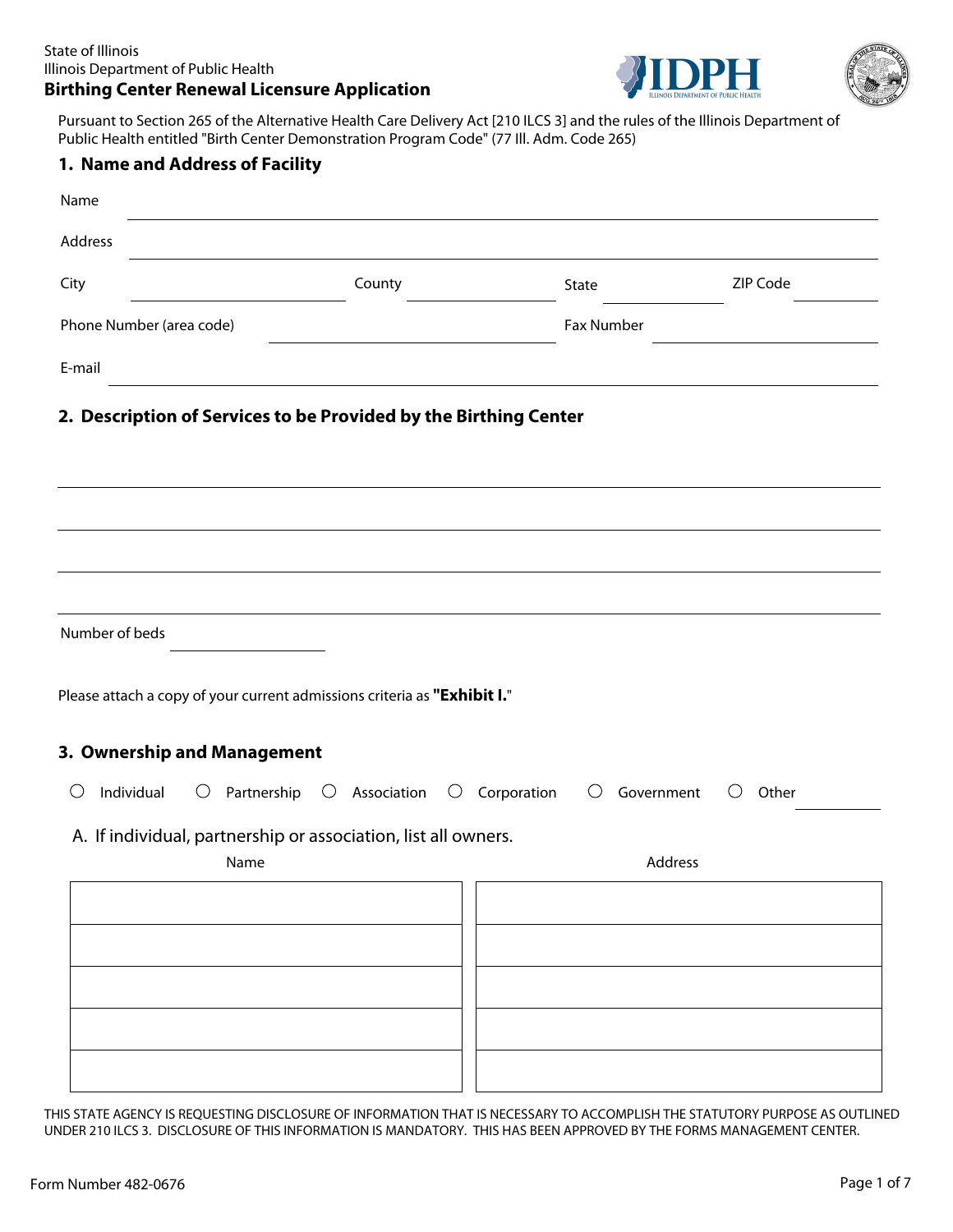State of Illinois
Illinois Department of Public Health

# Birthing Center Renewal Licensure Application

Pursuant to Section 265 of the Alternative Health Care Delivery Act [210 ILCS 3] and the rules of the Illinois Department of Public Health entitled "Birth Center Demonstration Program Code" (77 Ill. Adm. Code 265)

## 1. Name and Address of Facility

Name ______________________________

Address ______________________________

City ______________ County ______________ State ______________ ZIP Code ______________

Phone Number (area code) ______________ Fax Number ______________

E-mail ______________________________

## 2. Description of Services to be Provided by the Birthing Center

______________________________

______________________________

______________________________

______________________________

Number of beds ______________

Please attach a copy of your current admissions criteria as **"Exhibit I."**

## 3. Ownership and Management

○ Individual ○ Partnership ○ Association ○ Corporation ○ Government ○ Other ______________

A. If individual, partnership or association, list all owners.

| Name | Address |
| --- | --- |
| | |
| | |
| | |
| | |
| | |

THIS STATE AGENCY IS REQUESTING DISCLOSURE OF INFORMATION THAT IS NECESSARY TO ACCOMPLISH THE STATUTORY PURPOSE AS OUTLINED UNDER 210 ILCS 3. DISCLOSURE OF THIS INFORMATION IS MANDATORY. THIS HAS BEEN APPROVED BY THE FORMS MANAGEMENT CENTER.

Form Number 482-0676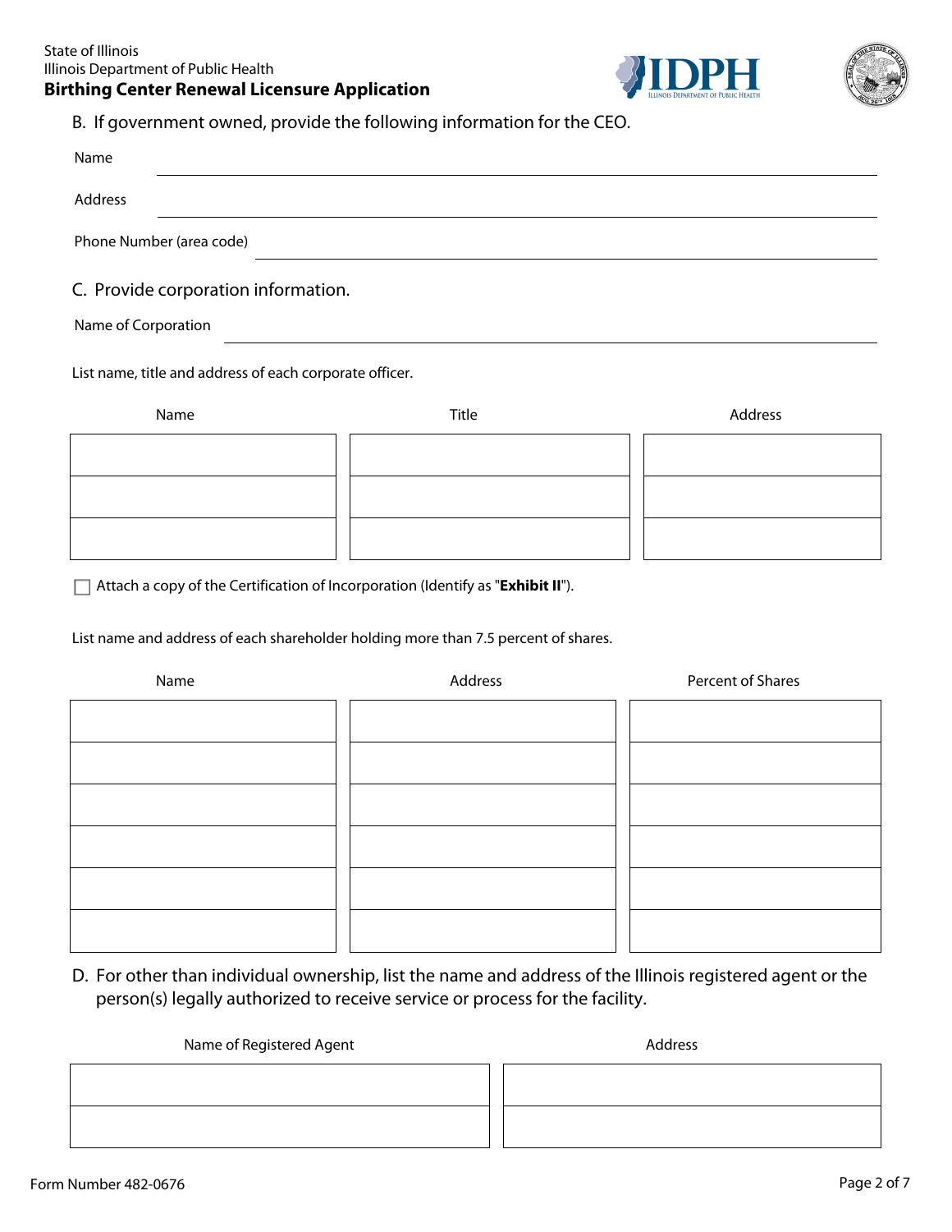State of Illinois
Illinois Department of Public Health
**Birthing Center Renewal Licensure Application**

B. If government owned, provide the following information for the CEO.

Name ______________________________

Address ______________________________

Phone Number (area code) ______________________________

C. Provide corporation information.

Name of Corporation ______________________________

List name, title and address of each corporate officer.

| Name | Title | Address |
| --- | --- | --- |
| | | |
| | | |
| | | |

☐ Attach a copy of the Certification of Incorporation (Identify as "**Exhibit II**").

List name and address of each shareholder holding more than 7.5 percent of shares.

| Name | Address | Percent of Shares |
| --- | --- | --- |
| | | |
| | | |
| | | |
| | | |
| | | |
| | | |

D. For other than individual ownership, list the name and address of the Illinois registered agent or the person(s) legally authorized to receive service or process for the facility.

| Name of Registered Agent | Address |
| --- | --- |
| | |
| | |

Form Number 482-0676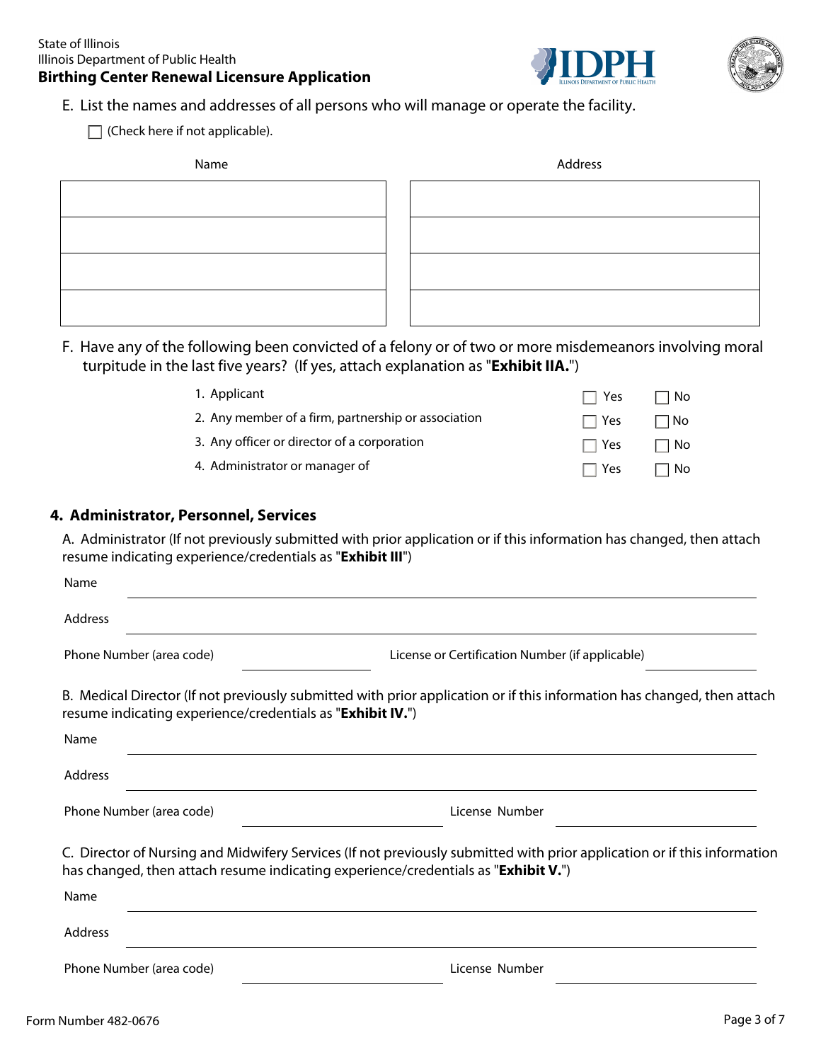E. List the names and addresses of all persons who will manage or operate the facility.

☐ (Check here if not applicable).

| Name | Address |
|---|---|
| | |
| | |
| | |
| | |

F. Have any of the following been convicted of a felony or of two or more misdemeanors involving moral turpitude in the last five years? (If yes, attach explanation as "**Exhibit IIA.**")

1. Applicant ☐ Yes ☐ No
2. Any member of a firm, partnership or association ☐ Yes ☐ No
3. Any officer or director of a corporation ☐ Yes ☐ No
4. Administrator or manager of ☐ Yes ☐ No

## 4. Administrator, Personnel, Services

A. Administrator (If not previously submitted with prior application or if this information has changed, then attach resume indicating experience/credentials as "**Exhibit III**")

Name ______________________________

Address ______________________________

Phone Number (area code) ______________ License or Certification Number (if applicable) ______________

B. Medical Director (If not previously submitted with prior application or if this information has changed, then attach resume indicating experience/credentials as "**Exhibit IV.**")

Name ______________________________

Address ______________________________

Phone Number (area code) ______________ License Number ______________

C. Director of Nursing and Midwifery Services (If not previously submitted with prior application or if this information has changed, then attach resume indicating experience/credentials as "**Exhibit V.**")

Name ______________________________

Address ______________________________

Phone Number (area code) ______________ License Number ______________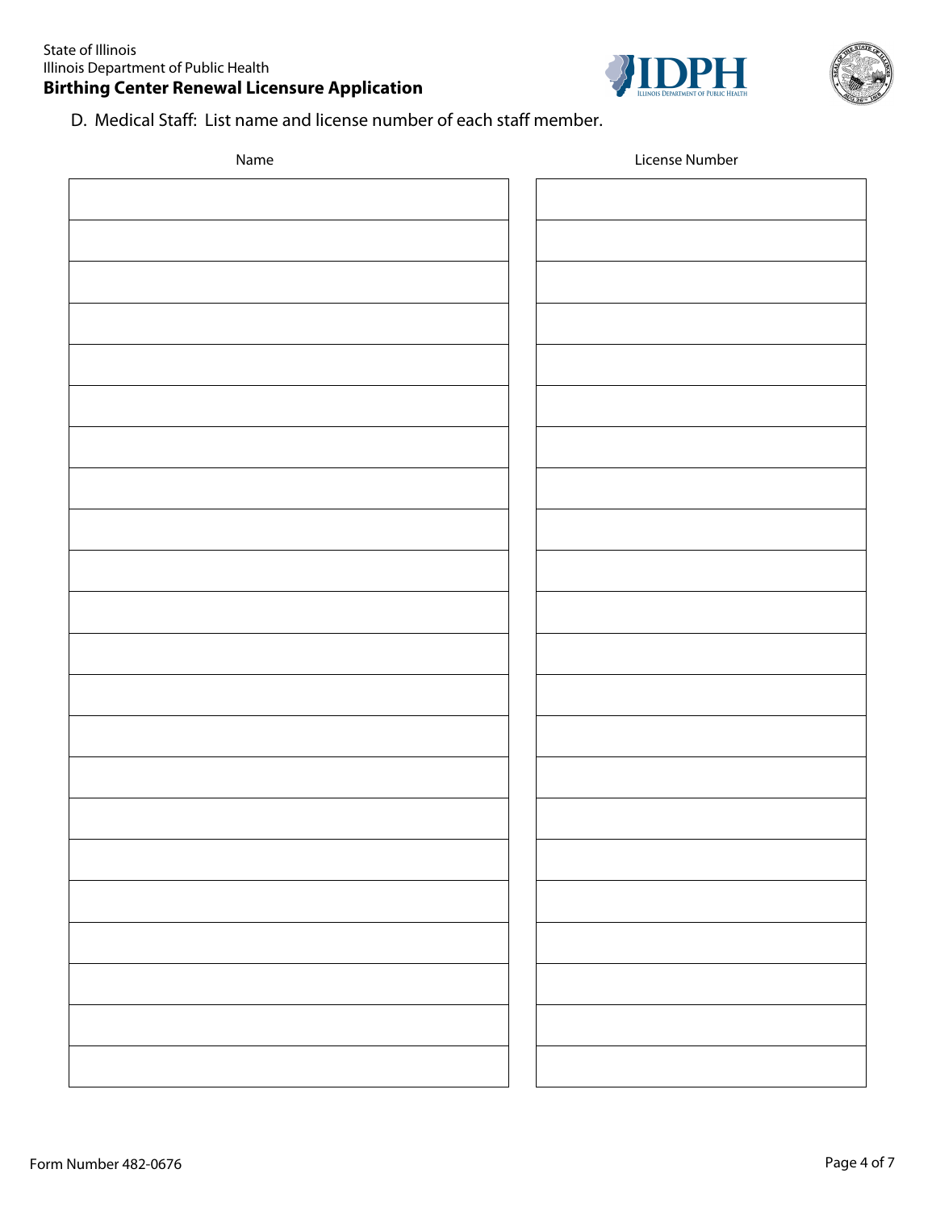State of Illinois
Illinois Department of Public Health
**Birthing Center Renewal Licensure Application**

D. Medical Staff: List name and license number of each staff member.

| Name | License Number |
| --- | --- |
| | |
| | |
| | |
| | |
| | |
| | |
| | |
| | |
| | |
| | |
| | |
| | |
| | |
| | |
| | |
| | |
| | |
| | |
| | |
| | |
| | |
| | |

Form Number 482-0676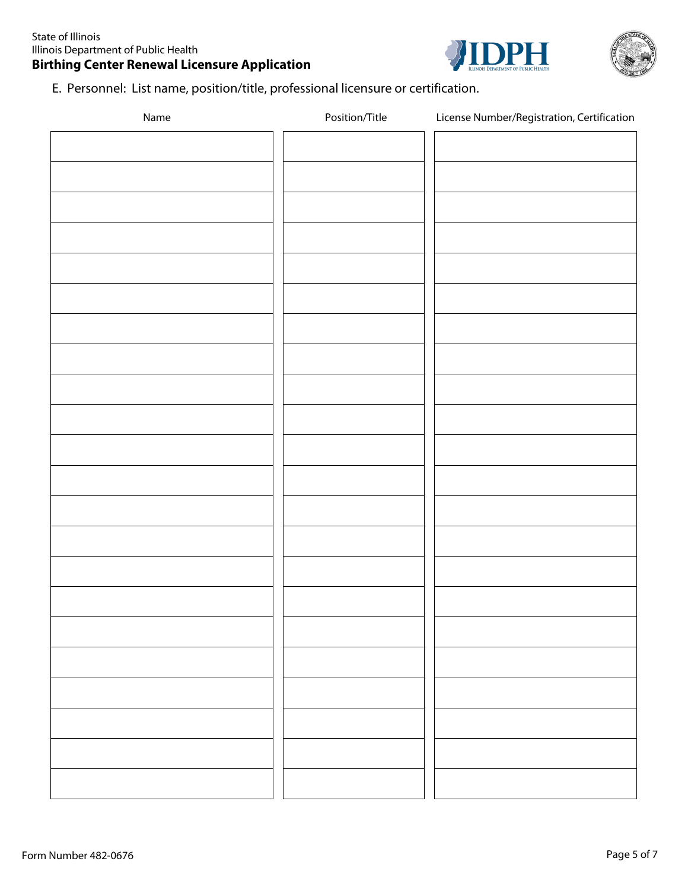State of Illinois
Illinois Department of Public Health
**Birthing Center Renewal Licensure Application**

E. Personnel: List name, position/title, professional licensure or certification.

| Name | Position/Title | License Number/Registration, Certification |
| --- | --- | --- |
| | | |
| | | |
| | | |
| | | |
| | | |
| | | |
| | | |
| | | |
| | | |
| | | |
| | | |
| | | |
| | | |
| | | |
| | | |
| | | |
| | | |
| | | |
| | | |
| | | |
| | | |
| | | |

Form Number 482-0676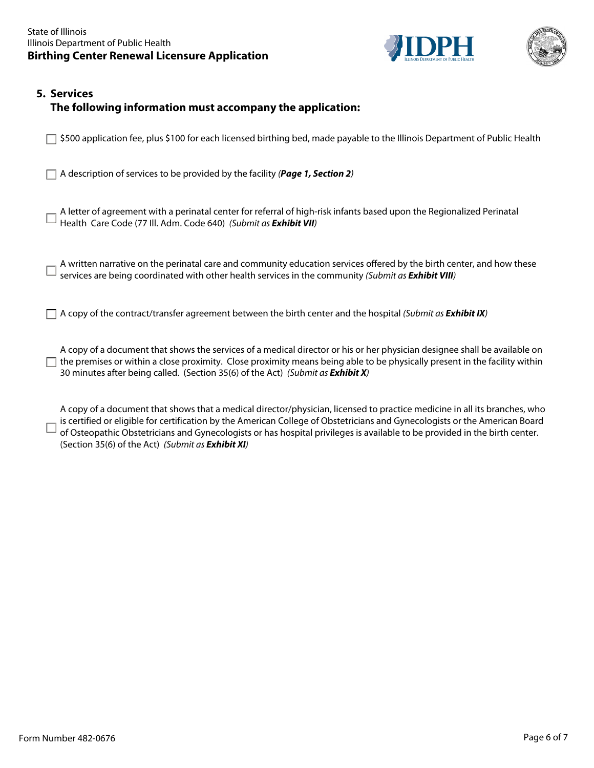## 5. Services

**The following information must accompany the application:**

- [ ] $500 application fee, plus $100 for each licensed birthing bed, made payable to the Illinois Department of Public Health

- [ ] A description of services to be provided by the facility *(**Page 1, Section 2**)*

- [ ] A letter of agreement with a perinatal center for referral of high-risk infants based upon the Regionalized Perinatal Health Care Code (77 Ill. Adm. Code 640) *(Submit as **Exhibit VII**)*

- [ ] A written narrative on the perinatal care and community education services offered by the birth center, and how these services are being coordinated with other health services in the community *(Submit as **Exhibit VIII**)*

- [ ] A copy of the contract/transfer agreement between the birth center and the hospital *(Submit as **Exhibit IX**)*

- [ ] A copy of a document that shows the services of a medical director or his or her physician designee shall be available on the premises or within a close proximity. Close proximity means being able to be physically present in the facility within 30 minutes after being called. (Section 35(6) of the Act) *(Submit as **Exhibit X**)*

- [ ] A copy of a document that shows that a medical director/physician, licensed to practice medicine in all its branches, who is certified or eligible for certification by the American College of Obstetricians and Gynecologists or the American Board of Osteopathic Obstetricians and Gynecologists or has hospital privileges is available to be provided in the birth center. (Section 35(6) of the Act) *(Submit as **Exhibit XI**)*

Form Number 482-0676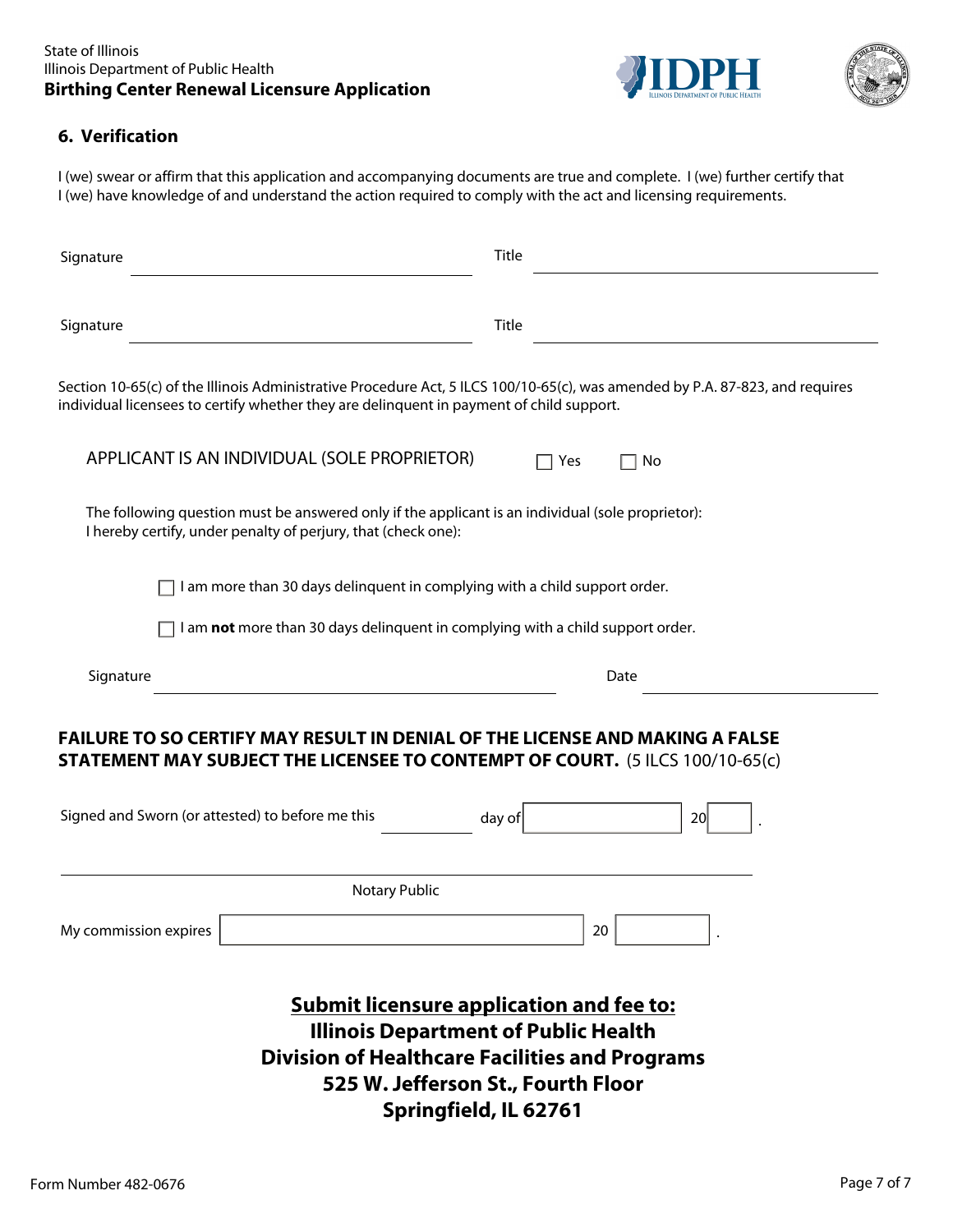State of Illinois
Illinois Department of Public Health
**Birthing Center Renewal Licensure Application**

## 6. Verification

I (we) swear or affirm that this application and accompanying documents are true and complete. I (we) further certify that I (we) have knowledge of and understand the action required to comply with the act and licensing requirements.

Signature ______________________________ Title ______________________________

Signature ______________________________ Title ______________________________

Section 10-65(c) of the Illinois Administrative Procedure Act, 5 ILCS 100/10-65(c), was amended by P.A. 87-823, and requires individual licensees to certify whether they are delinquent in payment of child support.

APPLICANT IS AN INDIVIDUAL (SOLE PROPRIETOR) ☐ Yes ☐ No

The following question must be answered only if the applicant is an individual (sole proprietor):
I hereby certify, under penalty of perjury, that (check one):

☐ I am more than 30 days delinquent in complying with a child support order.

☐ I am **not** more than 30 days delinquent in complying with a child support order.

Signature ______________________________ Date ______________________________

**FAILURE TO SO CERTIFY MAY RESULT IN DENIAL OF THE LICENSE AND MAKING A FALSE STATEMENT MAY SUBJECT THE LICENSEE TO CONTEMPT OF COURT.** (5 ILCS 100/10-65(c)

Signed and Sworn (or attested) to before me this __________ day of ______________ 20____ .

______________________________
Notary Public

My commission expires ______________________________ 20____ .

**Submit licensure application and fee to:**
**Illinois Department of Public Health**
**Division of Healthcare Facilities and Programs**
**525 W. Jefferson St., Fourth Floor**
**Springfield, IL 62761**

Form Number 482-0676